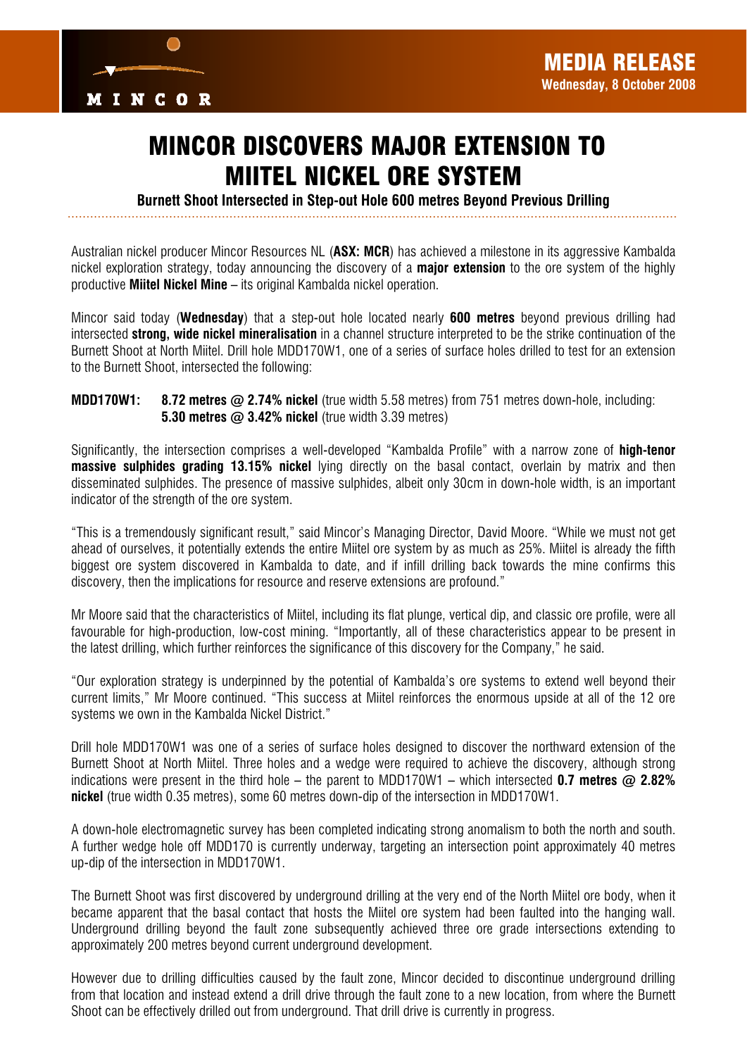MINCOR

**MEDIA RELEASE**
**Wednesday, 8 October 2008**

# MINCOR DISCOVERS MAJOR EXTENSION TO MIITEL NICKEL ORE SYSTEM

**Burnett Shoot Intersected in Step-out Hole 600 metres Beyond Previous Drilling**

Australian nickel producer Mincor Resources NL (**ASX: MCR**) has achieved a milestone in its aggressive Kambalda nickel exploration strategy, today announcing the discovery of a **major extension** to the ore system of the highly productive **Miitel Nickel Mine** – its original Kambalda nickel operation.

Mincor said today (**Wednesday**) that a step-out hole located nearly **600 metres** beyond previous drilling had intersected **strong, wide nickel mineralisation** in a channel structure interpreted to be the strike continuation of the Burnett Shoot at North Miitel. Drill hole MDD170W1, one of a series of surface holes drilled to test for an extension to the Burnett Shoot, intersected the following:

**MDD170W1:** **8.72 metres @ 2.74% nickel** (true width 5.58 metres) from 751 metres down-hole, including:
**5.30 metres @ 3.42% nickel** (true width 3.39 metres)

Significantly, the intersection comprises a well-developed "Kambalda Profile" with a narrow zone of **high-tenor massive sulphides grading 13.15% nickel** lying directly on the basal contact, overlain by matrix and then disseminated sulphides. The presence of massive sulphides, albeit only 30cm in down-hole width, is an important indicator of the strength of the ore system.

"This is a tremendously significant result," said Mincor's Managing Director, David Moore. "While we must not get ahead of ourselves, it potentially extends the entire Miitel ore system by as much as 25%. Miitel is already the fifth biggest ore system discovered in Kambalda to date, and if infill drilling back towards the mine confirms this discovery, then the implications for resource and reserve extensions are profound."

Mr Moore said that the characteristics of Miitel, including its flat plunge, vertical dip, and classic ore profile, were all favourable for high-production, low-cost mining. "Importantly, all of these characteristics appear to be present in the latest drilling, which further reinforces the significance of this discovery for the Company," he said.

"Our exploration strategy is underpinned by the potential of Kambalda's ore systems to extend well beyond their current limits," Mr Moore continued. "This success at Miitel reinforces the enormous upside at all of the 12 ore systems we own in the Kambalda Nickel District."

Drill hole MDD170W1 was one of a series of surface holes designed to discover the northward extension of the Burnett Shoot at North Miitel. Three holes and a wedge were required to achieve the discovery, although strong indications were present in the third hole – the parent to MDD170W1 – which intersected **0.7 metres @ 2.82% nickel** (true width 0.35 metres), some 60 metres down-dip of the intersection in MDD170W1.

A down-hole electromagnetic survey has been completed indicating strong anomalism to both the north and south. A further wedge hole off MDD170 is currently underway, targeting an intersection point approximately 40 metres up-dip of the intersection in MDD170W1.

The Burnett Shoot was first discovered by underground drilling at the very end of the North Miitel ore body, when it became apparent that the basal contact that hosts the Miitel ore system had been faulted into the hanging wall. Underground drilling beyond the fault zone subsequently achieved three ore grade intersections extending to approximately 200 metres beyond current underground development.

However due to drilling difficulties caused by the fault zone, Mincor decided to discontinue underground drilling from that location and instead extend a drill drive through the fault zone to a new location, from where the Burnett Shoot can be effectively drilled out from underground. That drill drive is currently in progress.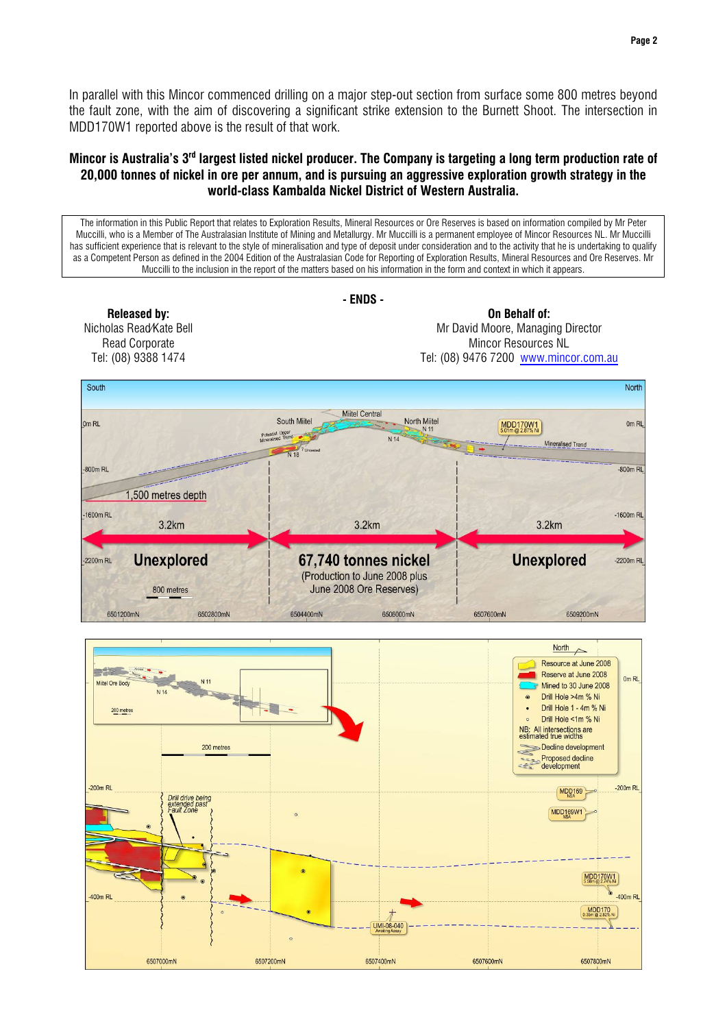In parallel with this Mincor commenced drilling on a major step-out section from surface some 800 metres beyond the fault zone, with the aim of discovering a significant strike extension to the Burnett Shoot. The intersection in MDD170W1 reported above is the result of that work.

**Mincor is Australia's 3rd largest listed nickel producer. The Company is targeting a long term production rate of 20,000 tonnes of nickel in ore per annum, and is pursuing an aggressive exploration growth strategy in the world-class Kambalda Nickel District of Western Australia.**

The information in this Public Report that relates to Exploration Results, Mineral Resources or Ore Reserves is based on information compiled by Mr Peter Muccilli, who is a Member of The Australasian Institute of Mining and Metallurgy. Mr Muccilli is a permanent employee of Mincor Resources NL. Mr Muccilli has sufficient experience that is relevant to the style of mineralisation and type of deposit under consideration and to the activity that he is undertaking to qualify as a Competent Person as defined in the 2004 Edition of the Australasian Code for Reporting of Exploration Results, Mineral Resources and Ore Reserves. Mr Muccilli to the inclusion in the report of the matters based on his information in the form and context in which it appears.

**- ENDS -**

**Released by:**
Nicholas Read/Kate Bell
Read Corporate
Tel: (08) 9388 1474

**On Behalf of:**
Mr David Moore, Managing Director
Mincor Resources NL
Tel: (08) 9476 7200 www.mincor.com.au

South
North
0m RL
-800m RL
-1600m RL
-2200m RL
South Miitel
Miitel Central
North Miitel
N 11
N 14
N 18
Potential Upper Mineralised Trend
? Unmined
MDD170W1
5.01m @ 2.87% Ni
Mineralised Trend
1,500 metres depth
3.2km
3.2km
3.2km
Unexplored
67,740 tonnes nickel
(Production to June 2008 plus June 2008 Ore Reserves)
Unexplored
800 metres
6501200mN
6502800mN
6504400mN
6506000mN
6507600mN
6509200mN

North
Miitel Ore Body
N 11
N 14
200 metres
Resource at June 2008
Reserve at June 2008
Mined to 30 June 2008
Drill Hole >4m % Ni
Drill Hole 1 - 4m % Ni
Drill Hole <1m % Ni
NB: All intersections are estimated true widths
Decline development
Proposed decline development
0m RL
200 metres
-200m RL
Drill drive being extended past Fault Zone
MDD169
NSA
MDD169W1
NSA
MDD170W1
5.58m @ 2.74% Ni
MDD170
0.35m @ 2.62% Ni
UMI-08-040
Awaiting Assay
-400m RL
6507000mN
6507200mN
6507400mN
6507600mN
6507800mN